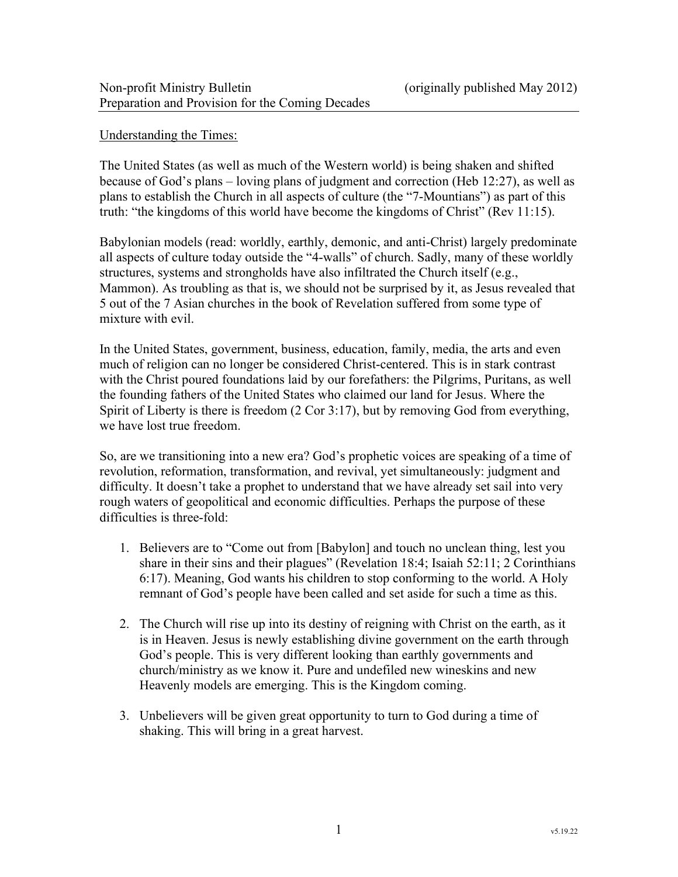Non-profit Ministry Bulletin (originally published May 2012)
Preparation and Provision for the Coming Decades

## Understanding the Times:

The United States (as well as much of the Western world) is being shaken and shifted because of God's plans – loving plans of judgment and correction (Heb 12:27), as well as plans to establish the Church in all aspects of culture (the "7-Mountians") as part of this truth: "the kingdoms of this world have become the kingdoms of Christ" (Rev 11:15).

Babylonian models (read: worldly, earthly, demonic, and anti-Christ) largely predominate all aspects of culture today outside the "4-walls" of church. Sadly, many of these worldly structures, systems and strongholds have also infiltrated the Church itself (e.g., Mammon). As troubling as that is, we should not be surprised by it, as Jesus revealed that 5 out of the 7 Asian churches in the book of Revelation suffered from some type of mixture with evil.

In the United States, government, business, education, family, media, the arts and even much of religion can no longer be considered Christ-centered. This is in stark contrast with the Christ poured foundations laid by our forefathers: the Pilgrims, Puritans, as well the founding fathers of the United States who claimed our land for Jesus. Where the Spirit of Liberty is there is freedom (2 Cor 3:17), but by removing God from everything, we have lost true freedom.

So, are we transitioning into a new era? God's prophetic voices are speaking of a time of revolution, reformation, transformation, and revival, yet simultaneously: judgment and difficulty. It doesn't take a prophet to understand that we have already set sail into very rough waters of geopolitical and economic difficulties. Perhaps the purpose of these difficulties is three-fold:

1. Believers are to "Come out from [Babylon] and touch no unclean thing, lest you share in their sins and their plagues" (Revelation 18:4; Isaiah 52:11; 2 Corinthians 6:17). Meaning, God wants his children to stop conforming to the world. A Holy remnant of God's people have been called and set aside for such a time as this.

2. The Church will rise up into its destiny of reigning with Christ on the earth, as it is in Heaven. Jesus is newly establishing divine government on the earth through God's people. This is very different looking than earthly governments and church/ministry as we know it. Pure and undefiled new wineskins and new Heavenly models are emerging. This is the Kingdom coming.

3. Unbelievers will be given great opportunity to turn to God during a time of shaking. This will bring in a great harvest.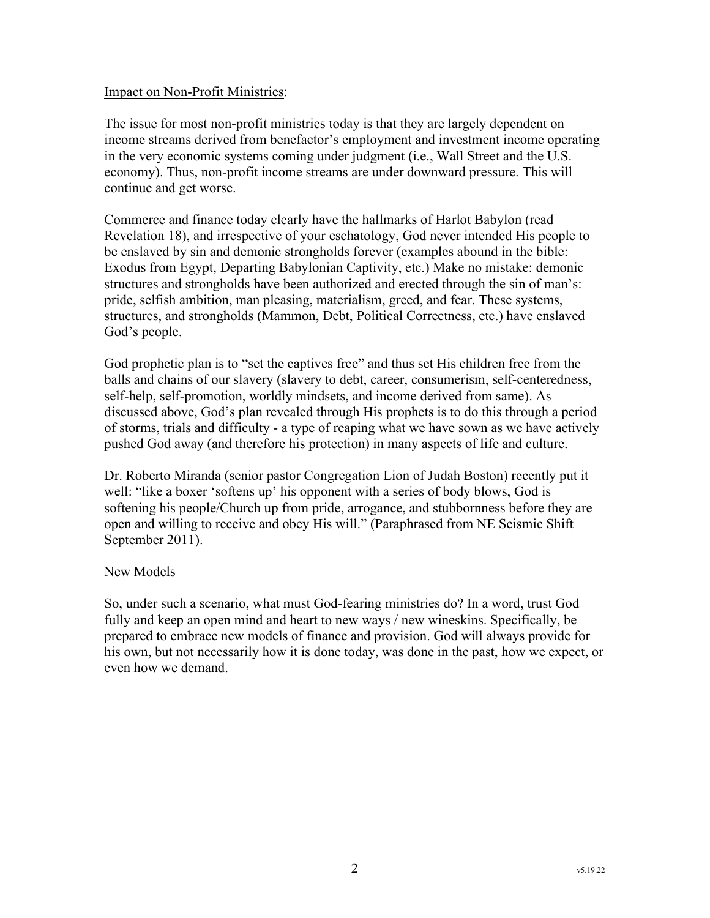Impact on Non-Profit Ministries:

The issue for most non-profit ministries today is that they are largely dependent on income streams derived from benefactor's employment and investment income operating in the very economic systems coming under judgment (i.e., Wall Street and the U.S. economy). Thus, non-profit income streams are under downward pressure. This will continue and get worse.

Commerce and finance today clearly have the hallmarks of Harlot Babylon (read Revelation 18), and irrespective of your eschatology, God never intended His people to be enslaved by sin and demonic strongholds forever (examples abound in the bible: Exodus from Egypt, Departing Babylonian Captivity, etc.) Make no mistake: demonic structures and strongholds have been authorized and erected through the sin of man's: pride, selfish ambition, man pleasing, materialism, greed, and fear. These systems, structures, and strongholds (Mammon, Debt, Political Correctness, etc.) have enslaved God's people.

God prophetic plan is to "set the captives free" and thus set His children free from the balls and chains of our slavery (slavery to debt, career, consumerism, self-centeredness, self-help, self-promotion, worldly mindsets, and income derived from same). As discussed above, God's plan revealed through His prophets is to do this through a period of storms, trials and difficulty - a type of reaping what we have sown as we have actively pushed God away (and therefore his protection) in many aspects of life and culture.

Dr. Roberto Miranda (senior pastor Congregation Lion of Judah Boston) recently put it well: "like a boxer 'softens up' his opponent with a series of body blows, God is softening his people/Church up from pride, arrogance, and stubbornness before they are open and willing to receive and obey His will." (Paraphrased from NE Seismic Shift September 2011).

New Models

So, under such a scenario, what must God-fearing ministries do? In a word, trust God fully and keep an open mind and heart to new ways / new wineskins. Specifically, be prepared to embrace new models of finance and provision. God will always provide for his own, but not necessarily how it is done today, was done in the past, how we expect, or even how we demand.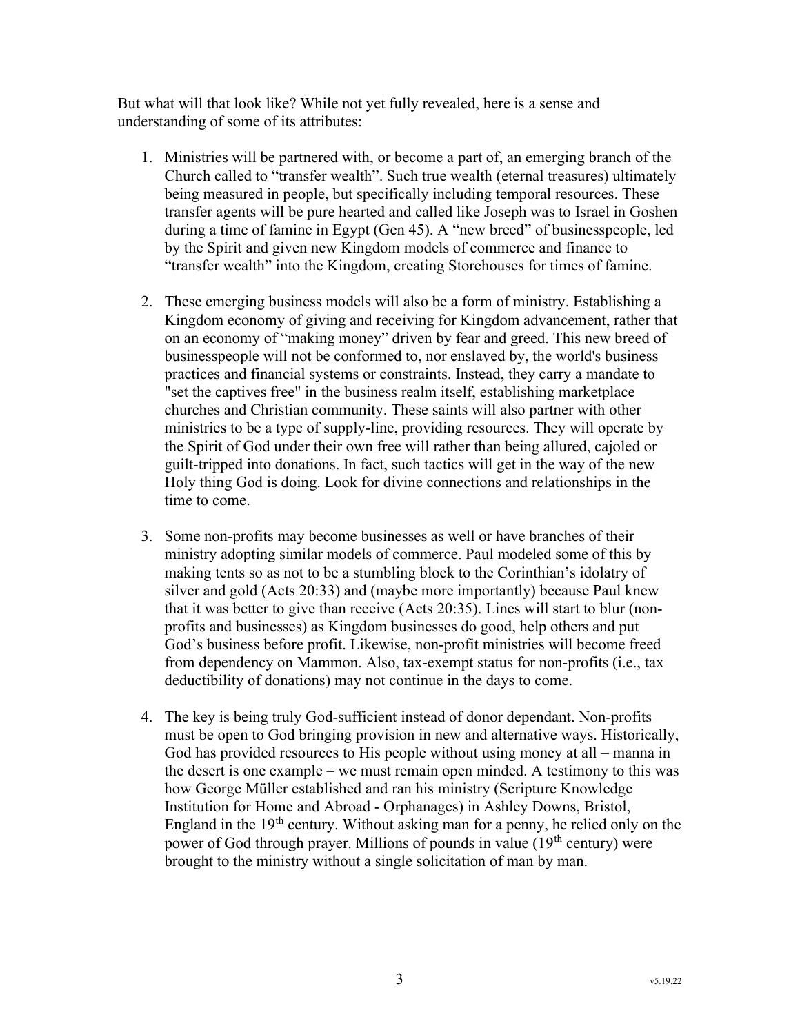But what will that look like? While not yet fully revealed, here is a sense and understanding of some of its attributes:

1. Ministries will be partnered with, or become a part of, an emerging branch of the Church called to "transfer wealth". Such true wealth (eternal treasures) ultimately being measured in people, but specifically including temporal resources. These transfer agents will be pure hearted and called like Joseph was to Israel in Goshen during a time of famine in Egypt (Gen 45). A "new breed" of businesspeople, led by the Spirit and given new Kingdom models of commerce and finance to "transfer wealth" into the Kingdom, creating Storehouses for times of famine.

2. These emerging business models will also be a form of ministry. Establishing a Kingdom economy of giving and receiving for Kingdom advancement, rather that on an economy of "making money" driven by fear and greed. This new breed of businesspeople will not be conformed to, nor enslaved by, the world's business practices and financial systems or constraints. Instead, they carry a mandate to "set the captives free" in the business realm itself, establishing marketplace churches and Christian community. These saints will also partner with other ministries to be a type of supply-line, providing resources. They will operate by the Spirit of God under their own free will rather than being allured, cajoled or guilt-tripped into donations. In fact, such tactics will get in the way of the new Holy thing God is doing. Look for divine connections and relationships in the time to come.

3. Some non-profits may become businesses as well or have branches of their ministry adopting similar models of commerce. Paul modeled some of this by making tents so as not to be a stumbling block to the Corinthian's idolatry of silver and gold (Acts 20:33) and (maybe more importantly) because Paul knew that it was better to give than receive (Acts 20:35). Lines will start to blur (non-profits and businesses) as Kingdom businesses do good, help others and put God's business before profit. Likewise, non-profit ministries will become freed from dependency on Mammon. Also, tax-exempt status for non-profits (i.e., tax deductibility of donations) may not continue in the days to come.

4. The key is being truly God-sufficient instead of donor dependant. Non-profits must be open to God bringing provision in new and alternative ways. Historically, God has provided resources to His people without using money at all – manna in the desert is one example – we must remain open minded. A testimony to this was how George Müller established and ran his ministry (Scripture Knowledge Institution for Home and Abroad - Orphanages) in Ashley Downs, Bristol, England in the 19th century. Without asking man for a penny, he relied only on the power of God through prayer. Millions of pounds in value (19th century) were brought to the ministry without a single solicitation of man by man.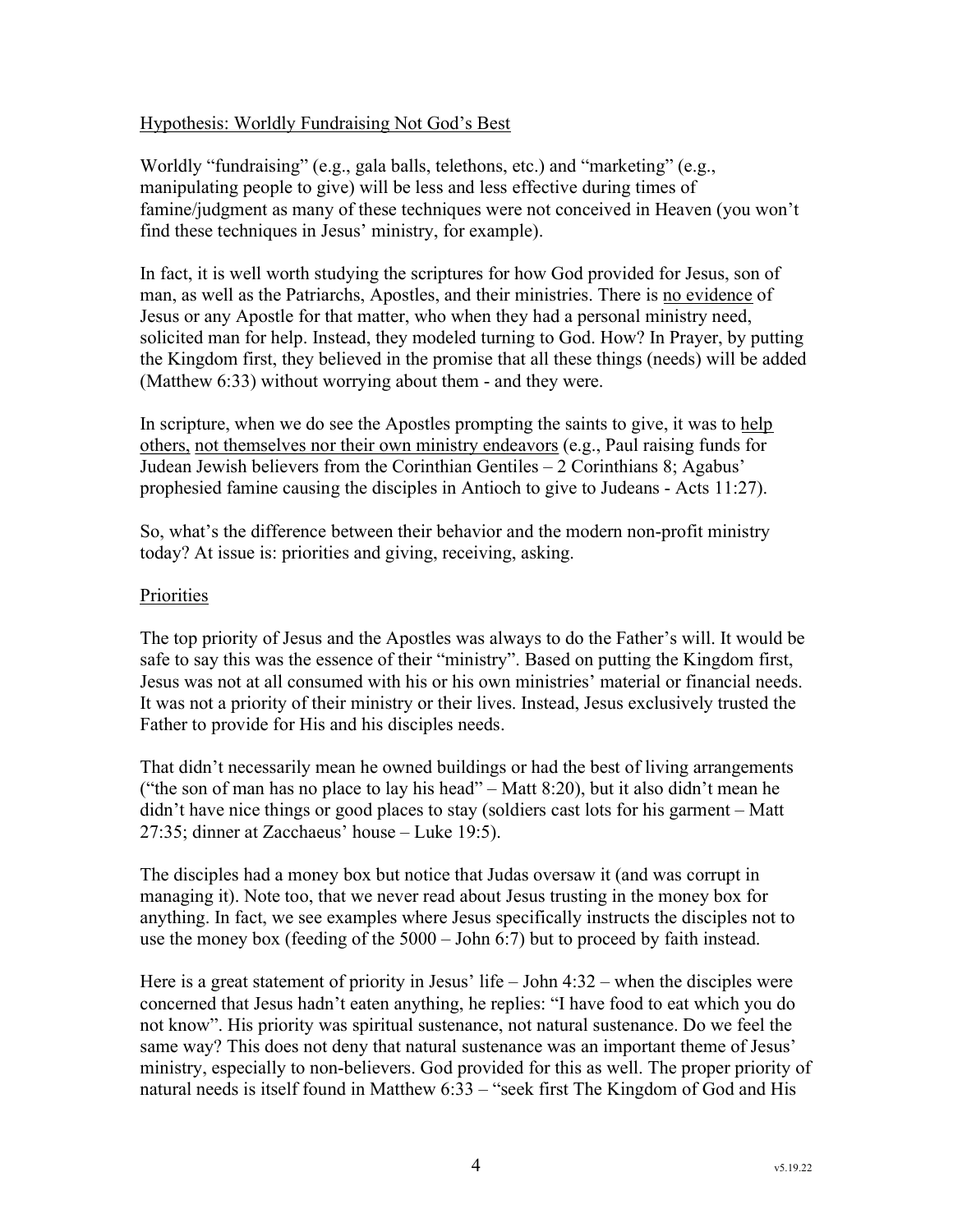## Hypothesis: Worldly Fundraising Not God's Best

Worldly "fundraising" (e.g., gala balls, telethons, etc.) and "marketing" (e.g., manipulating people to give) will be less and less effective during times of famine/judgment as many of these techniques were not conceived in Heaven (you won't find these techniques in Jesus' ministry, for example).

In fact, it is well worth studying the scriptures for how God provided for Jesus, son of man, as well as the Patriarchs, Apostles, and their ministries. There is no evidence of Jesus or any Apostle for that matter, who when they had a personal ministry need, solicited man for help. Instead, they modeled turning to God. How? In Prayer, by putting the Kingdom first, they believed in the promise that all these things (needs) will be added (Matthew 6:33) without worrying about them - and they were.

In scripture, when we do see the Apostles prompting the saints to give, it was to help others, not themselves nor their own ministry endeavors (e.g., Paul raising funds for Judean Jewish believers from the Corinthian Gentiles – 2 Corinthians 8; Agabus' prophesied famine causing the disciples in Antioch to give to Judeans - Acts 11:27).

So, what's the difference between their behavior and the modern non-profit ministry today? At issue is: priorities and giving, receiving, asking.

### Priorities

The top priority of Jesus and the Apostles was always to do the Father's will. It would be safe to say this was the essence of their "ministry". Based on putting the Kingdom first, Jesus was not at all consumed with his or his own ministries' material or financial needs. It was not a priority of their ministry or their lives. Instead, Jesus exclusively trusted the Father to provide for His and his disciples needs.

That didn't necessarily mean he owned buildings or had the best of living arrangements ("the son of man has no place to lay his head" – Matt 8:20), but it also didn't mean he didn't have nice things or good places to stay (soldiers cast lots for his garment – Matt 27:35; dinner at Zacchaeus' house – Luke 19:5).

The disciples had a money box but notice that Judas oversaw it (and was corrupt in managing it). Note too, that we never read about Jesus trusting in the money box for anything. In fact, we see examples where Jesus specifically instructs the disciples not to use the money box (feeding of the 5000 – John 6:7) but to proceed by faith instead.

Here is a great statement of priority in Jesus' life – John 4:32 – when the disciples were concerned that Jesus hadn't eaten anything, he replies: "I have food to eat which you do not know". His priority was spiritual sustenance, not natural sustenance. Do we feel the same way? This does not deny that natural sustenance was an important theme of Jesus' ministry, especially to non-believers. God provided for this as well. The proper priority of natural needs is itself found in Matthew 6:33 – "seek first The Kingdom of God and His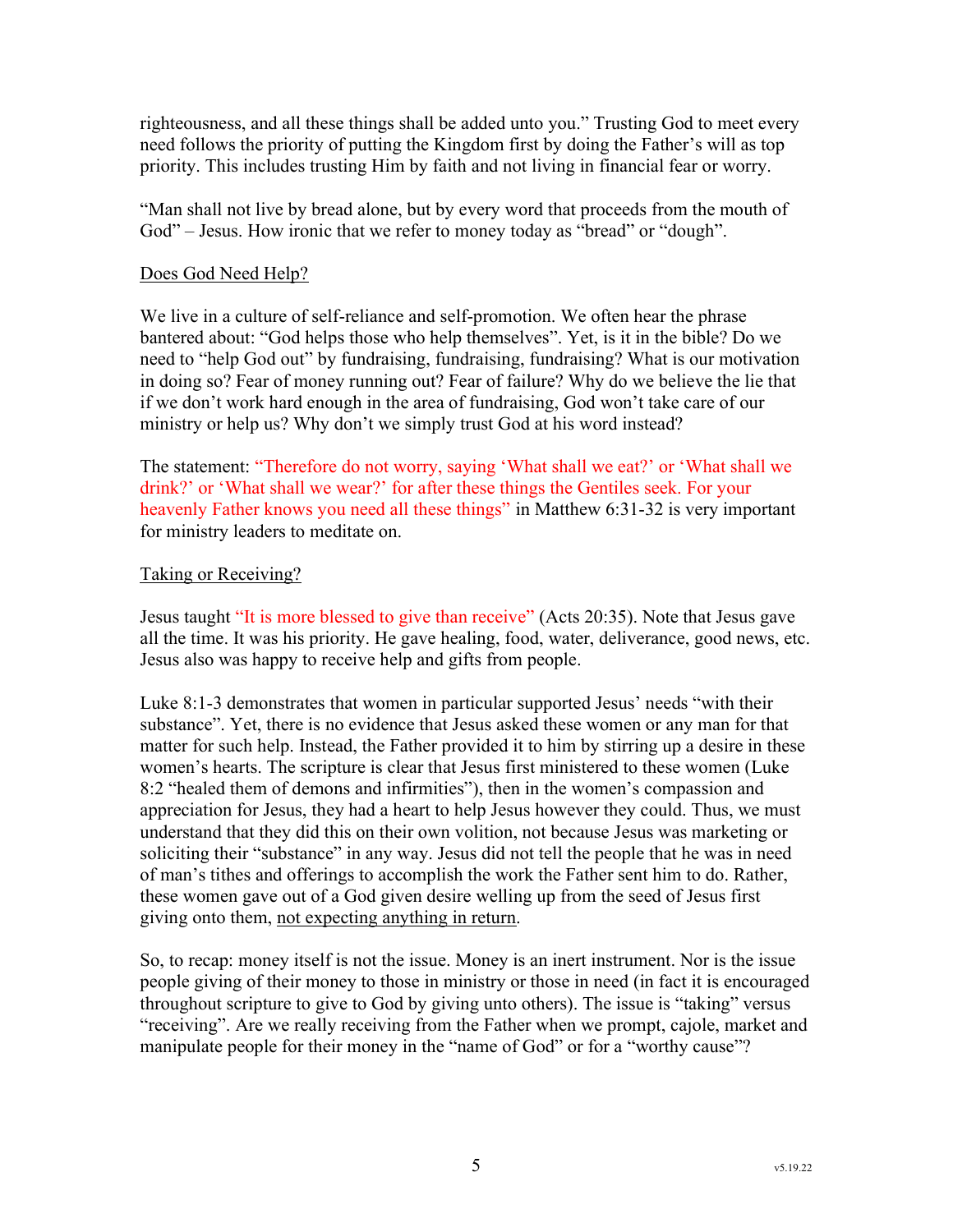righteousness, and all these things shall be added unto you." Trusting God to meet every need follows the priority of putting the Kingdom first by doing the Father's will as top priority. This includes trusting Him by faith and not living in financial fear or worry.

"Man shall not live by bread alone, but by every word that proceeds from the mouth of God" – Jesus. How ironic that we refer to money today as "bread" or "dough".

<u>Does God Need Help?</u>

We live in a culture of self-reliance and self-promotion. We often hear the phrase bantered about: "God helps those who help themselves". Yet, is it in the bible? Do we need to "help God out" by fundraising, fundraising, fundraising? What is our motivation in doing so? Fear of money running out? Fear of failure? Why do we believe the lie that if we don't work hard enough in the area of fundraising, God won't take care of our ministry or help us? Why don't we simply trust God at his word instead?

The statement: "Therefore do not worry, saying 'What shall we eat?' or 'What shall we drink?' or 'What shall we wear?' for after these things the Gentiles seek. For your heavenly Father knows you need all these things" in Matthew 6:31-32 is very important for ministry leaders to meditate on.

<u>Taking or Receiving?</u>

Jesus taught "It is more blessed to give than receive" (Acts 20:35). Note that Jesus gave all the time. It was his priority. He gave healing, food, water, deliverance, good news, etc. Jesus also was happy to receive help and gifts from people.

Luke 8:1-3 demonstrates that women in particular supported Jesus' needs "with their substance". Yet, there is no evidence that Jesus asked these women or any man for that matter for such help. Instead, the Father provided it to him by stirring up a desire in these women's hearts. The scripture is clear that Jesus first ministered to these women (Luke 8:2 "healed them of demons and infirmities"), then in the women's compassion and appreciation for Jesus, they had a heart to help Jesus however they could. Thus, we must understand that they did this on their own volition, not because Jesus was marketing or soliciting their "substance" in any way. Jesus did not tell the people that he was in need of man's tithes and offerings to accomplish the work the Father sent him to do. Rather, these women gave out of a God given desire welling up from the seed of Jesus first giving onto them, <u>not expecting anything in return</u>.

So, to recap: money itself is not the issue. Money is an inert instrument. Nor is the issue people giving of their money to those in ministry or those in need (in fact it is encouraged throughout scripture to give to God by giving unto others). The issue is "taking" versus "receiving". Are we really receiving from the Father when we prompt, cajole, market and manipulate people for their money in the "name of God" or for a "worthy cause"?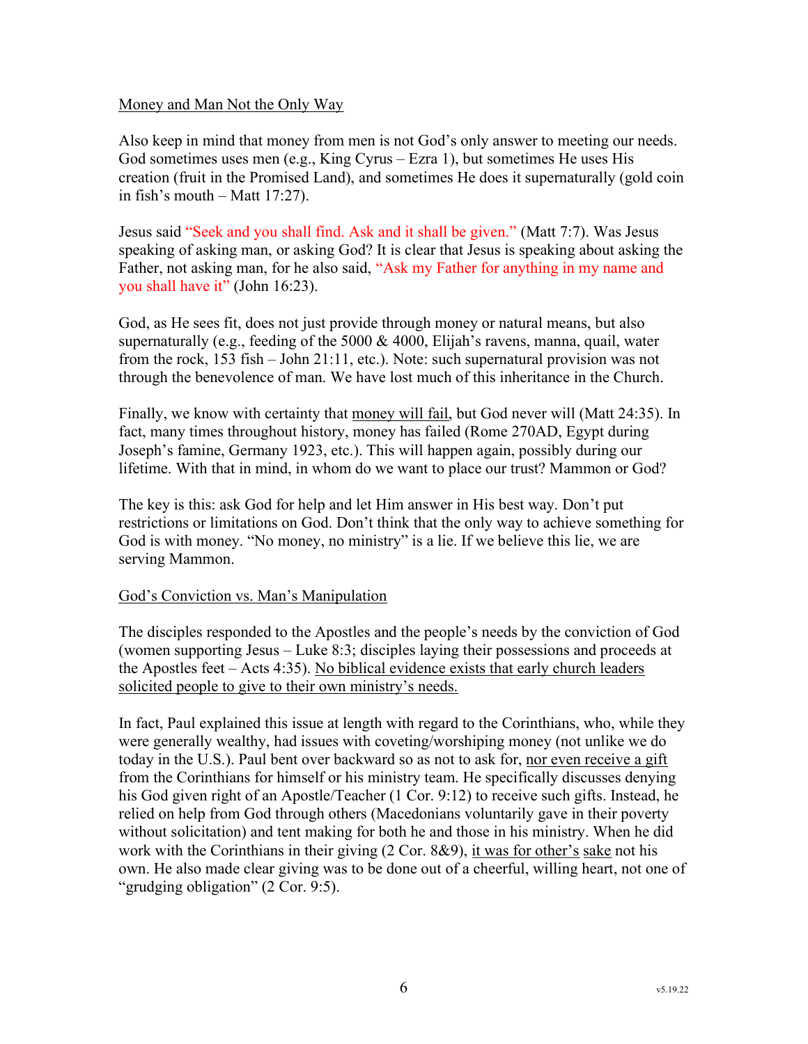Money and Man Not the Only Way

Also keep in mind that money from men is not God's only answer to meeting our needs. God sometimes uses men (e.g., King Cyrus – Ezra 1), but sometimes He uses His creation (fruit in the Promised Land), and sometimes He does it supernaturally (gold coin in fish's mouth – Matt 17:27).

Jesus said "Seek and you shall find. Ask and it shall be given." (Matt 7:7). Was Jesus speaking of asking man, or asking God? It is clear that Jesus is speaking about asking the Father, not asking man, for he also said, "Ask my Father for anything in my name and you shall have it" (John 16:23).

God, as He sees fit, does not just provide through money or natural means, but also supernaturally (e.g., feeding of the 5000 & 4000, Elijah's ravens, manna, quail, water from the rock, 153 fish – John 21:11, etc.). Note: such supernatural provision was not through the benevolence of man. We have lost much of this inheritance in the Church.

Finally, we know with certainty that money will fail, but God never will (Matt 24:35). In fact, many times throughout history, money has failed (Rome 270AD, Egypt during Joseph's famine, Germany 1923, etc.). This will happen again, possibly during our lifetime. With that in mind, in whom do we want to place our trust? Mammon or God?

The key is this: ask God for help and let Him answer in His best way. Don't put restrictions or limitations on God. Don't think that the only way to achieve something for God is with money. "No money, no ministry" is a lie. If we believe this lie, we are serving Mammon.

God's Conviction vs. Man's Manipulation

The disciples responded to the Apostles and the people's needs by the conviction of God (women supporting Jesus – Luke 8:3; disciples laying their possessions and proceeds at the Apostles feet – Acts 4:35). No biblical evidence exists that early church leaders solicited people to give to their own ministry's needs.

In fact, Paul explained this issue at length with regard to the Corinthians, who, while they were generally wealthy, had issues with coveting/worshiping money (not unlike we do today in the U.S.). Paul bent over backward so as not to ask for, nor even receive a gift from the Corinthians for himself or his ministry team. He specifically discusses denying his God given right of an Apostle/Teacher (1 Cor. 9:12) to receive such gifts. Instead, he relied on help from God through others (Macedonians voluntarily gave in their poverty without solicitation) and tent making for both he and those in his ministry. When he did work with the Corinthians in their giving (2 Cor. 8&9), it was for other's sake not his own. He also made clear giving was to be done out of a cheerful, willing heart, not one of "grudging obligation" (2 Cor. 9:5).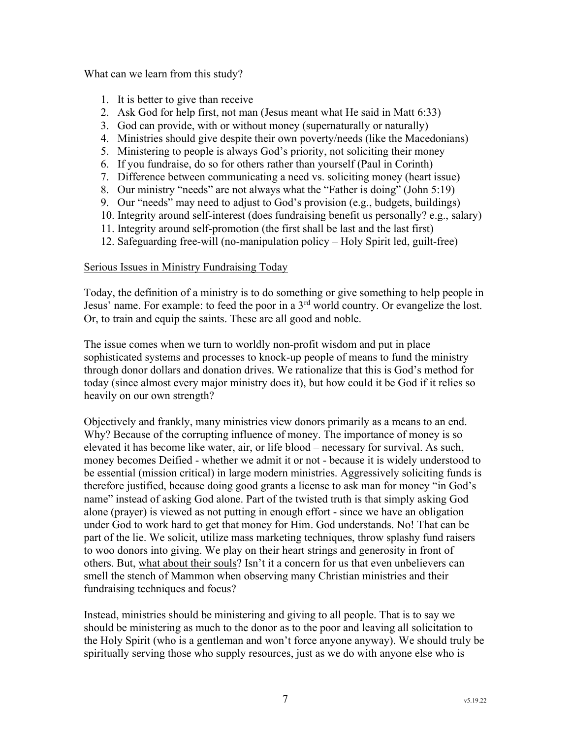What can we learn from this study?

1. It is better to give than receive
2. Ask God for help first, not man (Jesus meant what He said in Matt 6:33)
3. God can provide, with or without money (supernaturally or naturally)
4. Ministries should give despite their own poverty/needs (like the Macedonians)
5. Ministering to people is always God's priority, not soliciting their money
6. If you fundraise, do so for others rather than yourself (Paul in Corinth)
7. Difference between communicating a need vs. soliciting money (heart issue)
8. Our ministry "needs" are not always what the "Father is doing" (John 5:19)
9. Our "needs" may need to adjust to God's provision (e.g., budgets, buildings)
10. Integrity around self-interest (does fundraising benefit us personally? e.g., salary)
11. Integrity around self-promotion (the first shall be last and the last first)
12. Safeguarding free-will (no-manipulation policy – Holy Spirit led, guilt-free)

<u>Serious Issues in Ministry Fundraising Today</u>

Today, the definition of a ministry is to do something or give something to help people in Jesus' name. For example: to feed the poor in a 3rd world country. Or evangelize the lost. Or, to train and equip the saints. These are all good and noble.

The issue comes when we turn to worldly non-profit wisdom and put in place sophisticated systems and processes to knock-up people of means to fund the ministry through donor dollars and donation drives. We rationalize that this is God's method for today (since almost every major ministry does it), but how could it be God if it relies so heavily on our own strength?

Objectively and frankly, many ministries view donors primarily as a means to an end. Why? Because of the corrupting influence of money. The importance of money is so elevated it has become like water, air, or life blood – necessary for survival. As such, money becomes Deified - whether we admit it or not - because it is widely understood to be essential (mission critical) in large modern ministries. Aggressively soliciting funds is therefore justified, because doing good grants a license to ask man for money "in God's name" instead of asking God alone. Part of the twisted truth is that simply asking God alone (prayer) is viewed as not putting in enough effort - since we have an obligation under God to work hard to get that money for Him. God understands. No! That can be part of the lie. We solicit, utilize mass marketing techniques, throw splashy fund raisers to woo donors into giving. We play on their heart strings and generosity in front of others. But, <u>what about their souls</u>? Isn't it a concern for us that even unbelievers can smell the stench of Mammon when observing many Christian ministries and their fundraising techniques and focus?

Instead, ministries should be ministering and giving to all people. That is to say we should be ministering as much to the donor as to the poor and leaving all solicitation to the Holy Spirit (who is a gentleman and won't force anyone anyway). We should truly be spiritually serving those who supply resources, just as we do with anyone else who is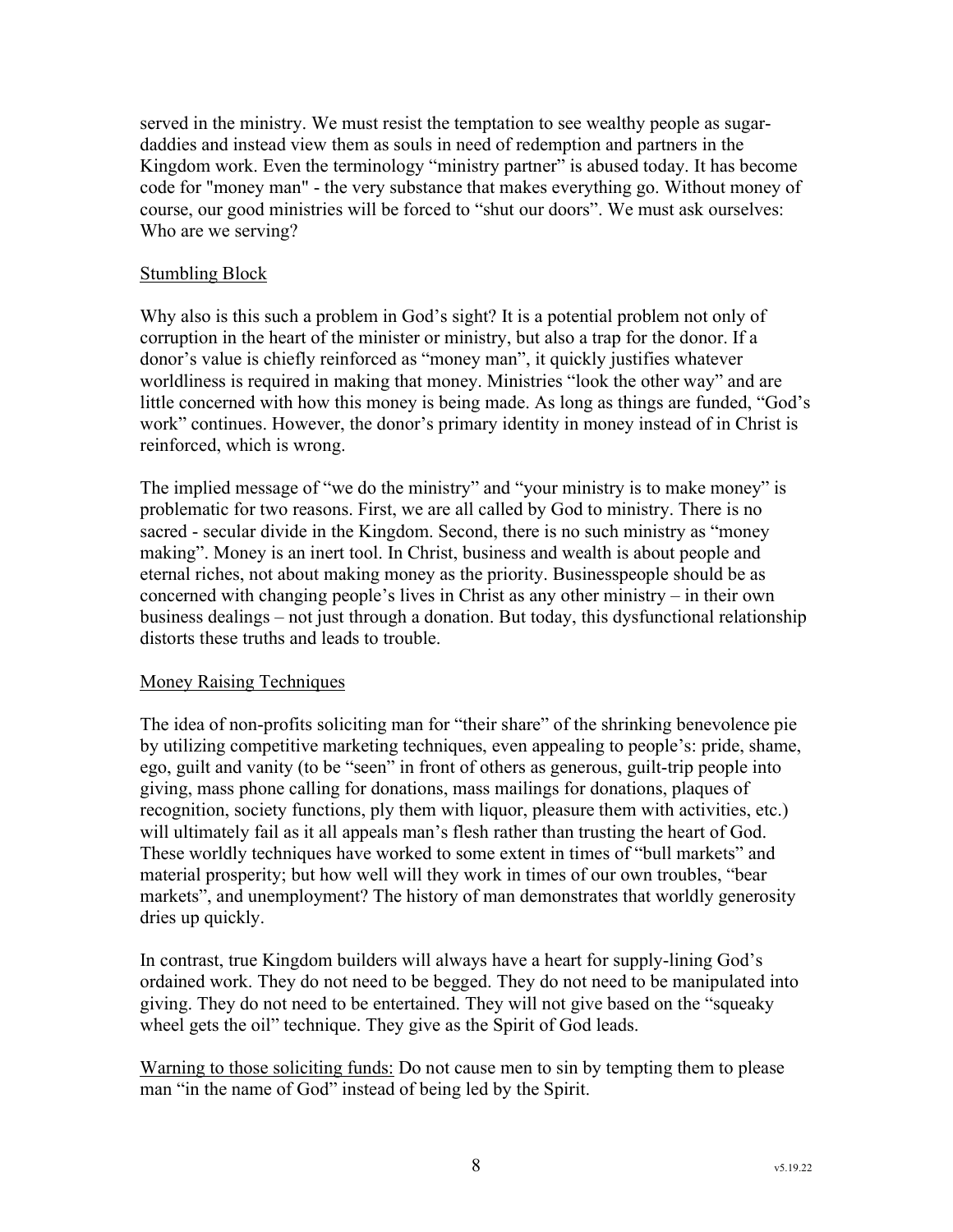served in the ministry. We must resist the temptation to see wealthy people as sugar-daddies and instead view them as souls in need of redemption and partners in the Kingdom work. Even the terminology "ministry partner" is abused today. It has become code for "money man" - the very substance that makes everything go. Without money of course, our good ministries will be forced to "shut our doors". We must ask ourselves: Who are we serving?

## Stumbling Block

Why also is this such a problem in God's sight? It is a potential problem not only of corruption in the heart of the minister or ministry, but also a trap for the donor. If a donor's value is chiefly reinforced as "money man", it quickly justifies whatever worldliness is required in making that money. Ministries "look the other way" and are little concerned with how this money is being made. As long as things are funded, "God's work" continues. However, the donor's primary identity in money instead of in Christ is reinforced, which is wrong.

The implied message of "we do the ministry" and "your ministry is to make money" is problematic for two reasons. First, we are all called by God to ministry. There is no sacred - secular divide in the Kingdom. Second, there is no such ministry as "money making". Money is an inert tool. In Christ, business and wealth is about people and eternal riches, not about making money as the priority. Businesspeople should be as concerned with changing people's lives in Christ as any other ministry – in their own business dealings – not just through a donation. But today, this dysfunctional relationship distorts these truths and leads to trouble.

## Money Raising Techniques

The idea of non-profits soliciting man for "their share" of the shrinking benevolence pie by utilizing competitive marketing techniques, even appealing to people's: pride, shame, ego, guilt and vanity (to be "seen" in front of others as generous, guilt-trip people into giving, mass phone calling for donations, mass mailings for donations, plaques of recognition, society functions, ply them with liquor, pleasure them with activities, etc.) will ultimately fail as it all appeals man's flesh rather than trusting the heart of God. These worldly techniques have worked to some extent in times of "bull markets" and material prosperity; but how well will they work in times of our own troubles, "bear markets", and unemployment? The history of man demonstrates that worldly generosity dries up quickly.

In contrast, true Kingdom builders will always have a heart for supply-lining God's ordained work. They do not need to be begged. They do not need to be manipulated into giving. They do not need to be entertained. They will not give based on the "squeaky wheel gets the oil" technique. They give as the Spirit of God leads.

Warning to those soliciting funds: Do not cause men to sin by tempting them to please man "in the name of God" instead of being led by the Spirit.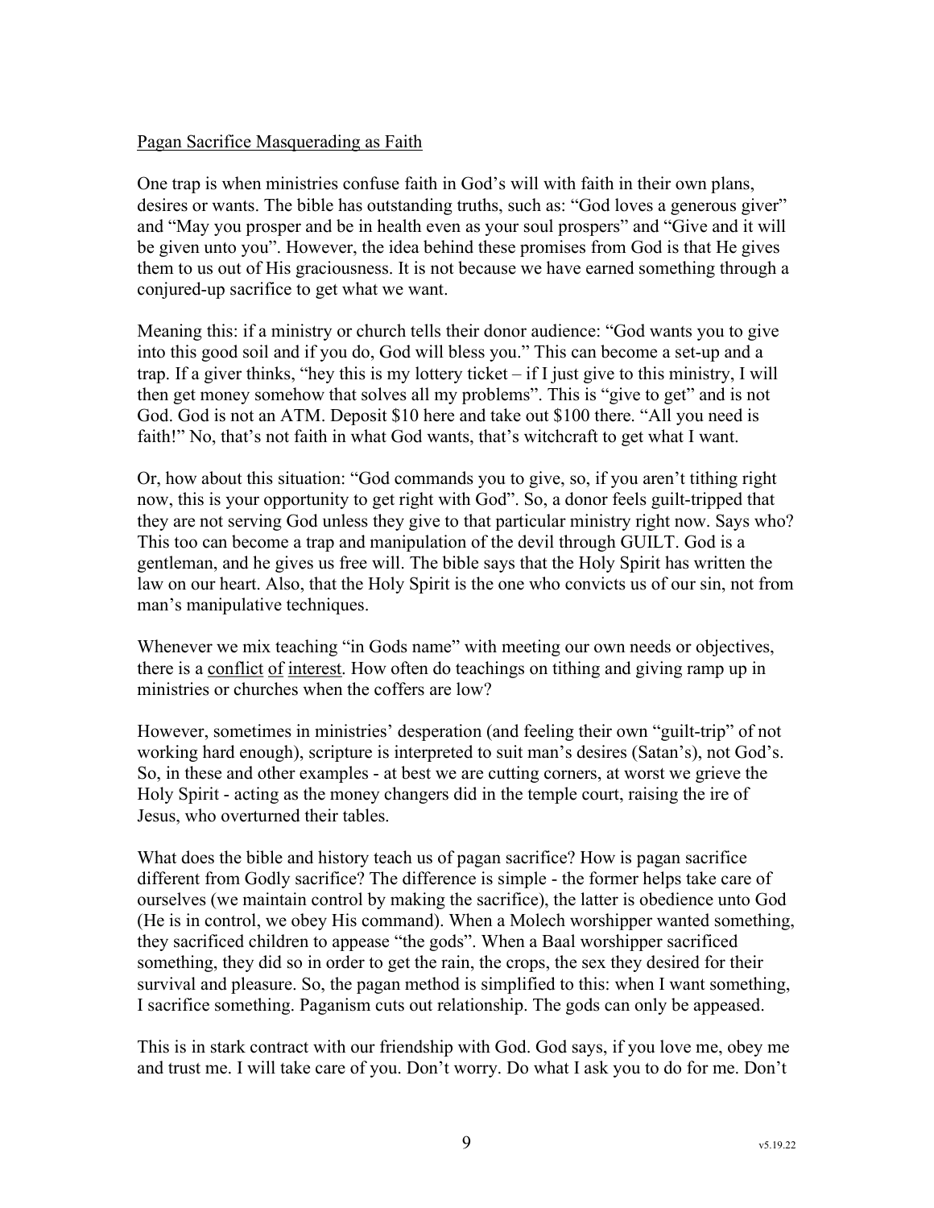<u>Pagan Sacrifice Masquerading as Faith</u>

One trap is when ministries confuse faith in God's will with faith in their own plans, desires or wants. The bible has outstanding truths, such as: "God loves a generous giver" and "May you prosper and be in health even as your soul prospers" and "Give and it will be given unto you". However, the idea behind these promises from God is that He gives them to us out of His graciousness. It is not because we have earned something through a conjured-up sacrifice to get what we want.

Meaning this: if a ministry or church tells their donor audience: "God wants you to give into this good soil and if you do, God will bless you." This can become a set-up and a trap. If a giver thinks, "hey this is my lottery ticket – if I just give to this ministry, I will then get money somehow that solves all my problems". This is "give to get" and is not God. God is not an ATM. Deposit $10 here and take out $100 there. "All you need is faith!" No, that's not faith in what God wants, that's witchcraft to get what I want.

Or, how about this situation: "God commands you to give, so, if you aren't tithing right now, this is your opportunity to get right with God". So, a donor feels guilt-tripped that they are not serving God unless they give to that particular ministry right now. Says who? This too can become a trap and manipulation of the devil through GUILT. God is a gentleman, and he gives us free will. The bible says that the Holy Spirit has written the law on our heart. Also, that the Holy Spirit is the one who convicts us of our sin, not from man's manipulative techniques.

Whenever we mix teaching "in Gods name" with meeting our own needs or objectives, there is a <u>conflict</u> <u>of</u> <u>interest</u>. How often do teachings on tithing and giving ramp up in ministries or churches when the coffers are low?

However, sometimes in ministries' desperation (and feeling their own "guilt-trip" of not working hard enough), scripture is interpreted to suit man's desires (Satan's), not God's. So, in these and other examples - at best we are cutting corners, at worst we grieve the Holy Spirit - acting as the money changers did in the temple court, raising the ire of Jesus, who overturned their tables.

What does the bible and history teach us of pagan sacrifice? How is pagan sacrifice different from Godly sacrifice? The difference is simple - the former helps take care of ourselves (we maintain control by making the sacrifice), the latter is obedience unto God (He is in control, we obey His command). When a Molech worshipper wanted something, they sacrificed children to appease "the gods". When a Baal worshipper sacrificed something, they did so in order to get the rain, the crops, the sex they desired for their survival and pleasure. So, the pagan method is simplified to this: when I want something, I sacrifice something. Paganism cuts out relationship. The gods can only be appeased.

This is in stark contract with our friendship with God. God says, if you love me, obey me and trust me. I will take care of you. Don't worry. Do what I ask you to do for me. Don't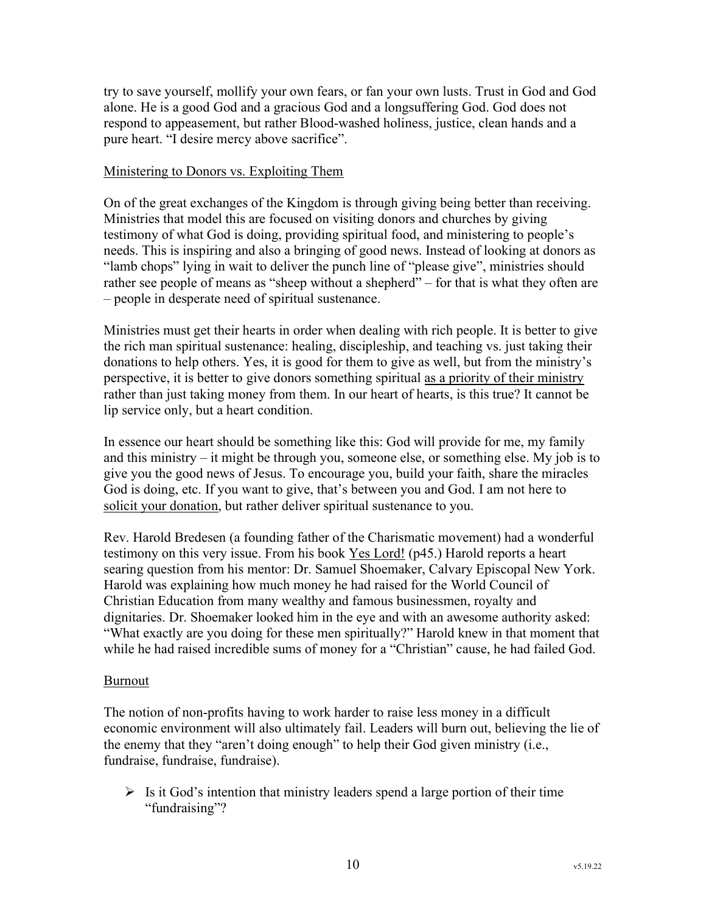try to save yourself, mollify your own fears, or fan your own lusts. Trust in God and God alone. He is a good God and a gracious God and a longsuffering God. God does not respond to appeasement, but rather Blood-washed holiness, justice, clean hands and a pure heart. "I desire mercy above sacrifice".

<u>Ministering to Donors vs. Exploiting Them</u>

On of the great exchanges of the Kingdom is through giving being better than receiving. Ministries that model this are focused on visiting donors and churches by giving testimony of what God is doing, providing spiritual food, and ministering to people's needs. This is inspiring and also a bringing of good news. Instead of looking at donors as "lamb chops" lying in wait to deliver the punch line of "please give", ministries should rather see people of means as "sheep without a shepherd" – for that is what they often are – people in desperate need of spiritual sustenance.

Ministries must get their hearts in order when dealing with rich people. It is better to give the rich man spiritual sustenance: healing, discipleship, and teaching vs. just taking their donations to help others. Yes, it is good for them to give as well, but from the ministry's perspective, it is better to give donors something spiritual <u>as a priority of their ministry</u> rather than just taking money from them. In our heart of hearts, is this true? It cannot be lip service only, but a heart condition.

In essence our heart should be something like this: God will provide for me, my family and this ministry – it might be through you, someone else, or something else. My job is to give you the good news of Jesus. To encourage you, build your faith, share the miracles God is doing, etc. If you want to give, that's between you and God. I am not here to <u>solicit your donation</u>, but rather deliver spiritual sustenance to you.

Rev. Harold Bredesen (a founding father of the Charismatic movement) had a wonderful testimony on this very issue. From his book <u>Yes Lord!</u> (p45.) Harold reports a heart searing question from his mentor: Dr. Samuel Shoemaker, Calvary Episcopal New York. Harold was explaining how much money he had raised for the World Council of Christian Education from many wealthy and famous businessmen, royalty and dignitaries. Dr. Shoemaker looked him in the eye and with an awesome authority asked: "What exactly are you doing for these men spiritually?" Harold knew in that moment that while he had raised incredible sums of money for a "Christian" cause, he had failed God.

<u>Burnout</u>

The notion of non-profits having to work harder to raise less money in a difficult economic environment will also ultimately fail. Leaders will burn out, believing the lie of the enemy that they "aren't doing enough" to help their God given ministry (i.e., fundraise, fundraise, fundraise).

- Is it God's intention that ministry leaders spend a large portion of their time "fundraising"?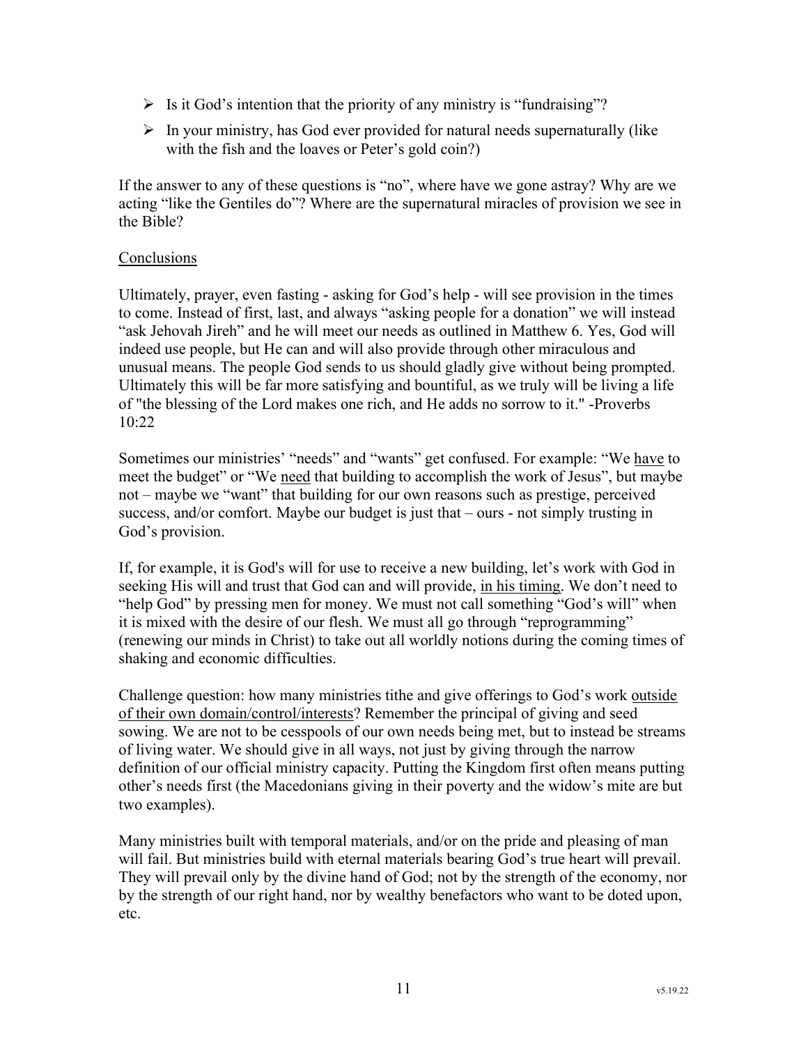- Is it God's intention that the priority of any ministry is "fundraising"?
- In your ministry, has God ever provided for natural needs supernaturally (like with the fish and the loaves or Peter's gold coin?)

If the answer to any of these questions is "no", where have we gone astray? Why are we acting "like the Gentiles do"? Where are the supernatural miracles of provision we see in the Bible?

<u>Conclusions</u>

Ultimately, prayer, even fasting - asking for God's help - will see provision in the times to come. Instead of first, last, and always "asking people for a donation" we will instead "ask Jehovah Jireh" and he will meet our needs as outlined in Matthew 6. Yes, God will indeed use people, but He can and will also provide through other miraculous and unusual means. The people God sends to us should gladly give without being prompted. Ultimately this will be far more satisfying and bountiful, as we truly will be living a life of "the blessing of the Lord makes one rich, and He adds no sorrow to it." -Proverbs 10:22

Sometimes our ministries' "needs" and "wants" get confused. For example: "We <u>have</u> to meet the budget" or "We <u>need</u> that building to accomplish the work of Jesus", but maybe not – maybe we "want" that building for our own reasons such as prestige, perceived success, and/or comfort. Maybe our budget is just that – ours - not simply trusting in God's provision.

If, for example, it is God's will for use to receive a new building, let's work with God in seeking His will and trust that God can and will provide, <u>in his timing</u>. We don't need to "help God" by pressing men for money. We must not call something "God's will" when it is mixed with the desire of our flesh. We must all go through "reprogramming" (renewing our minds in Christ) to take out all worldly notions during the coming times of shaking and economic difficulties.

Challenge question: how many ministries tithe and give offerings to God's work <u>outside of their own domain/control/interests</u>? Remember the principal of giving and seed sowing. We are not to be cesspools of our own needs being met, but to instead be streams of living water. We should give in all ways, not just by giving through the narrow definition of our official ministry capacity. Putting the Kingdom first often means putting other's needs first (the Macedonians giving in their poverty and the widow's mite are but two examples).

Many ministries built with temporal materials, and/or on the pride and pleasing of man will fail. But ministries build with eternal materials bearing God's true heart will prevail. They will prevail only by the divine hand of God; not by the strength of the economy, nor by the strength of our right hand, nor by wealthy benefactors who want to be doted upon, etc.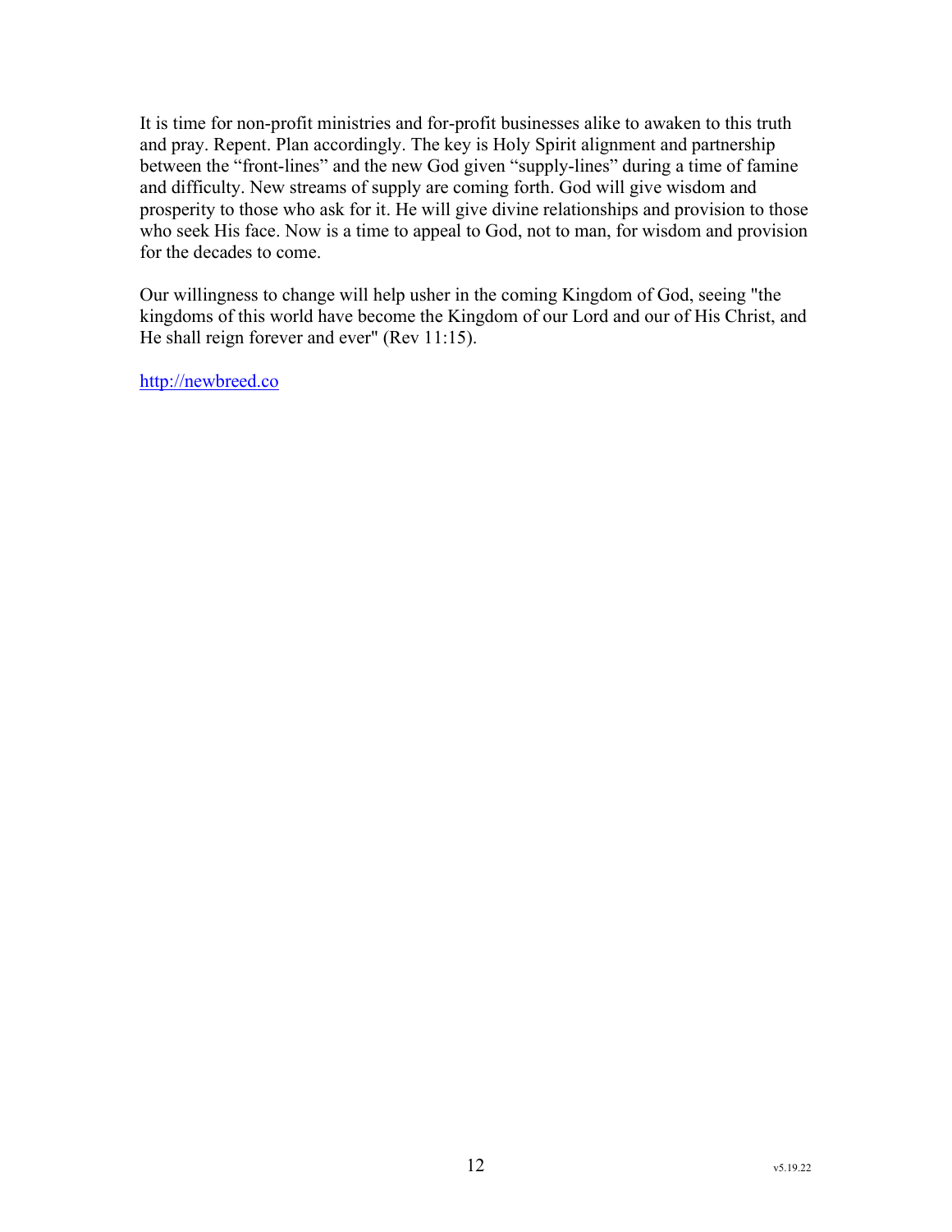It is time for non-profit ministries and for-profit businesses alike to awaken to this truth and pray. Repent. Plan accordingly. The key is Holy Spirit alignment and partnership between the “front-lines” and the new God given “supply-lines” during a time of famine and difficulty. New streams of supply are coming forth. God will give wisdom and prosperity to those who ask for it. He will give divine relationships and provision to those who seek His face. Now is a time to appeal to God, not to man, for wisdom and provision for the decades to come.

Our willingness to change will help usher in the coming Kingdom of God, seeing "the kingdoms of this world have become the Kingdom of our Lord and our of His Christ, and He shall reign forever and ever" (Rev 11:15).

[http://newbreed.co](http://newbreed.co)